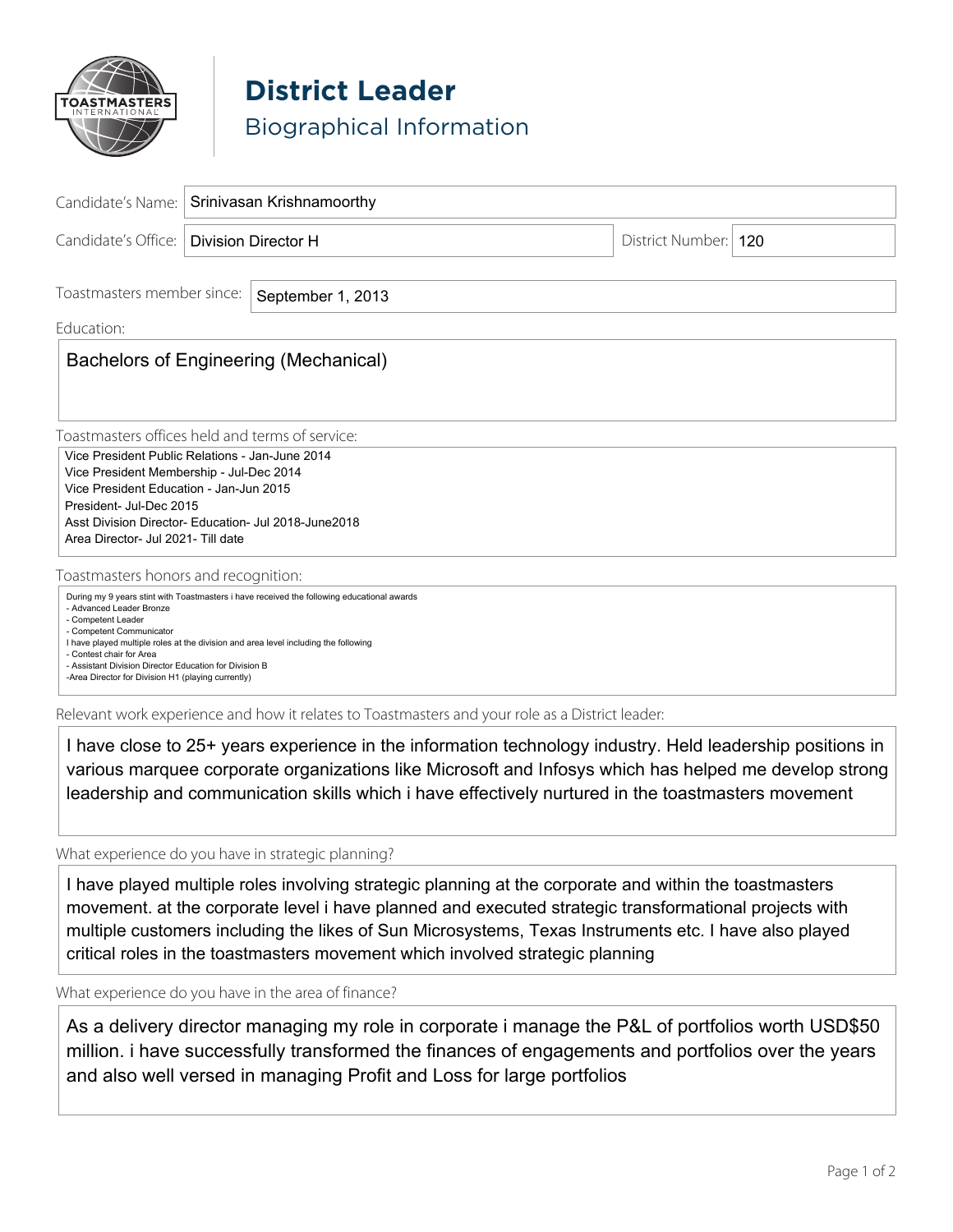# District Leader

## Biographical Information

Candidate's Name: Srinivasan Krishnamoorthy

Candidate's Office: Division Director H

District Number: 120

Toastmasters member since: September 1, 2013

Education:

Bachelors of Engineering (Mechanical)

Toastmasters offices held and terms of service:

Vice President Public Relations - Jan-June 2014
Vice President Membership - Jul-Dec 2014
Vice President Education - Jan-Jun 2015
President- Jul-Dec 2015
Asst Division Director- Education- Jul 2018-June2018
Area Director- Jul 2021- Till date

Toastmasters honors and recognition:

During my 9 years stint with Toastmasters i have received the following educational awards
- Advanced Leader Bronze
- Competent Leader
- Competent Communicator

I have played multiple roles at the division and area level including the following
- Contest chair for Area
- Assistant Division Director Education for Division B
-Area Director for Division H1 (playing currently)

Relevant work experience and how it relates to Toastmasters and your role as a District leader:

I have close to 25+ years experience in the information technology industry. Held leadership positions in various marquee corporate organizations like Microsoft and Infosys which has helped me develop strong leadership and communication skills which i have effectively nurtured in the toastmasters movement

What experience do you have in strategic planning?

I have played multiple roles involving strategic planning at the corporate and within the toastmasters movement. at the corporate level i have planned and executed strategic transformational projects with multiple customers including the likes of Sun Microsystems, Texas Instruments etc. I have also played critical roles in the toastmasters movement which involved strategic planning

What experience do you have in the area of finance?

As a delivery director managing my role in corporate i manage the P&L of portfolios worth USD$50 million. i have successfully transformed the finances of engagements and portfolios over the years and also well versed in managing Profit and Loss for large portfolios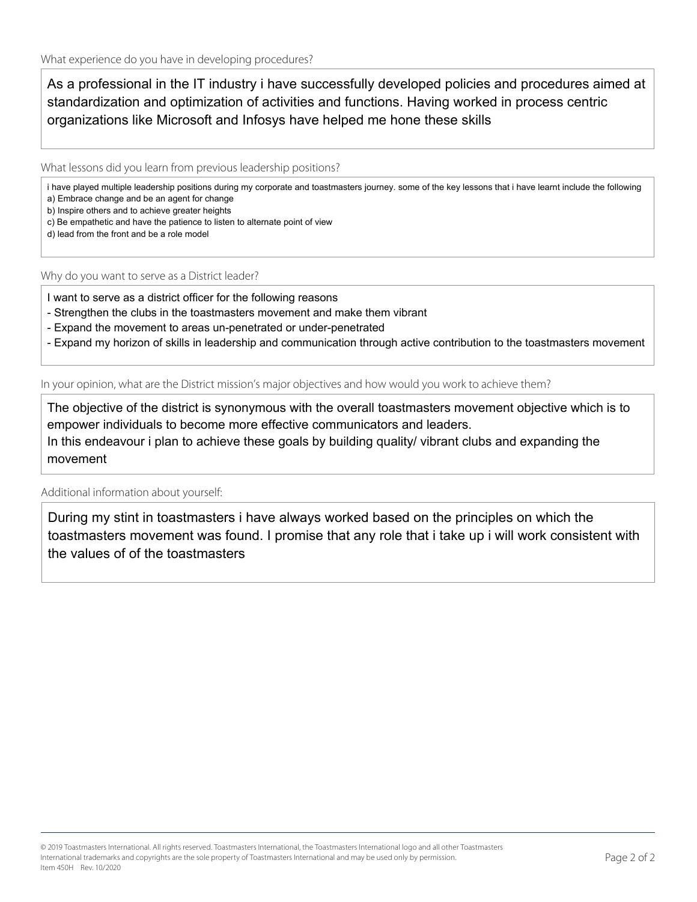What experience do you have in developing procedures?

As a professional in the IT industry i have successfully developed policies and procedures aimed at standardization and optimization of activities and functions. Having worked in process centric organizations like Microsoft and Infosys have helped me hone these skills

What lessons did you learn from previous leadership positions?

i have played multiple leadership positions during my corporate and toastmasters journey. some of the key lessons that i have learnt include the following
a) Embrace change and be an agent for change
b) Inspire others and to achieve greater heights
c) Be empathetic and have the patience to listen to alternate point of view
d) lead from the front and be a role model

Why do you want to serve as a District leader?

I want to serve as a district officer for the following reasons
- Strengthen the clubs in the toastmasters movement and make them vibrant
- Expand the movement to areas un-penetrated or under-penetrated
- Expand my horizon of skills in leadership and communication through active contribution to the toastmasters movement

In your opinion, what are the District mission's major objectives and how would you work to achieve them?

The objective of the district is synonymous with the overall toastmasters movement objective which is to empower individuals to become more effective communicators and leaders.
In this endeavour i plan to achieve these goals by building quality/ vibrant clubs and expanding the movement

Additional information about yourself:

During my stint in toastmasters i have always worked based on the principles on which the toastmasters movement was found. I promise that any role that i take up i will work consistent with the values of of the toastmasters

© 2019 Toastmasters International. All rights reserved. Toastmasters International, the Toastmasters International logo and all other Toastmasters International trademarks and copyrights are the sole property of Toastmasters International and may be used only by permission.
Item 450H Rev. 10/2020